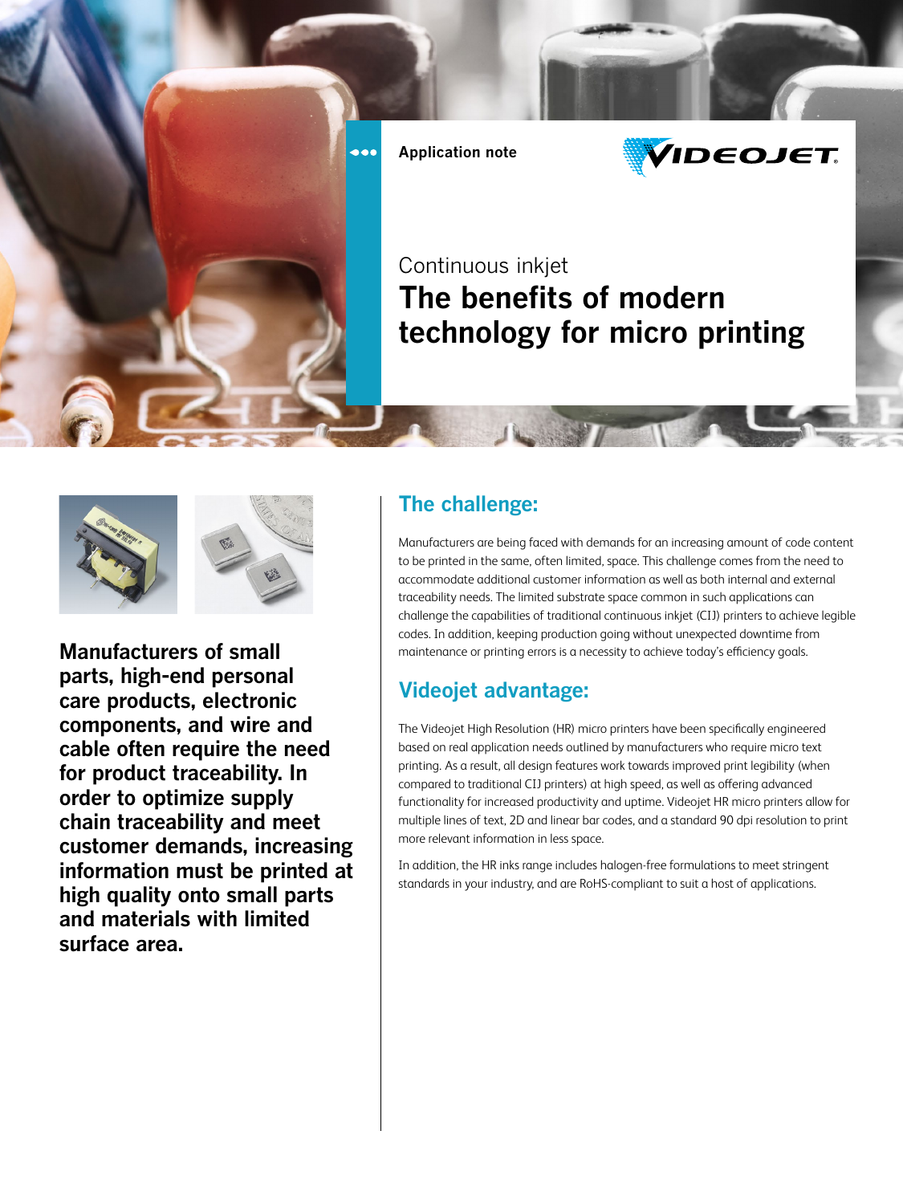Application note

Continuous inkjet

# The benefits of modern technology for micro printing

**Manufacturers of small parts, high-end personal care products, electronic components, and wire and cable often require the need for product traceability. In order to optimize supply chain traceability and meet customer demands, increasing information must be printed at high quality onto small parts and materials with limited surface area.**

## The challenge:

Manufacturers are being faced with demands for an increasing amount of code content to be printed in the same, often limited, space. This challenge comes from the need to accommodate additional customer information as well as both internal and external traceability needs. The limited substrate space common in such applications can challenge the capabilities of traditional continuous inkjet (CIJ) printers to achieve legible codes. In addition, keeping production going without unexpected downtime from maintenance or printing errors is a necessity to achieve today's efficiency goals.

## Videojet advantage:

The Videojet High Resolution (HR) micro printers have been specifically engineered based on real application needs outlined by manufacturers who require micro text printing. As a result, all design features work towards improved print legibility (when compared to traditional CIJ printers) at high speed, as well as offering advanced functionality for increased productivity and uptime. Videojet HR micro printers allow for multiple lines of text, 2D and linear bar codes, and a standard 90 dpi resolution to print more relevant information in less space.

In addition, the HR inks range includes halogen-free formulations to meet stringent standards in your industry, and are RoHS-compliant to suit a host of applications.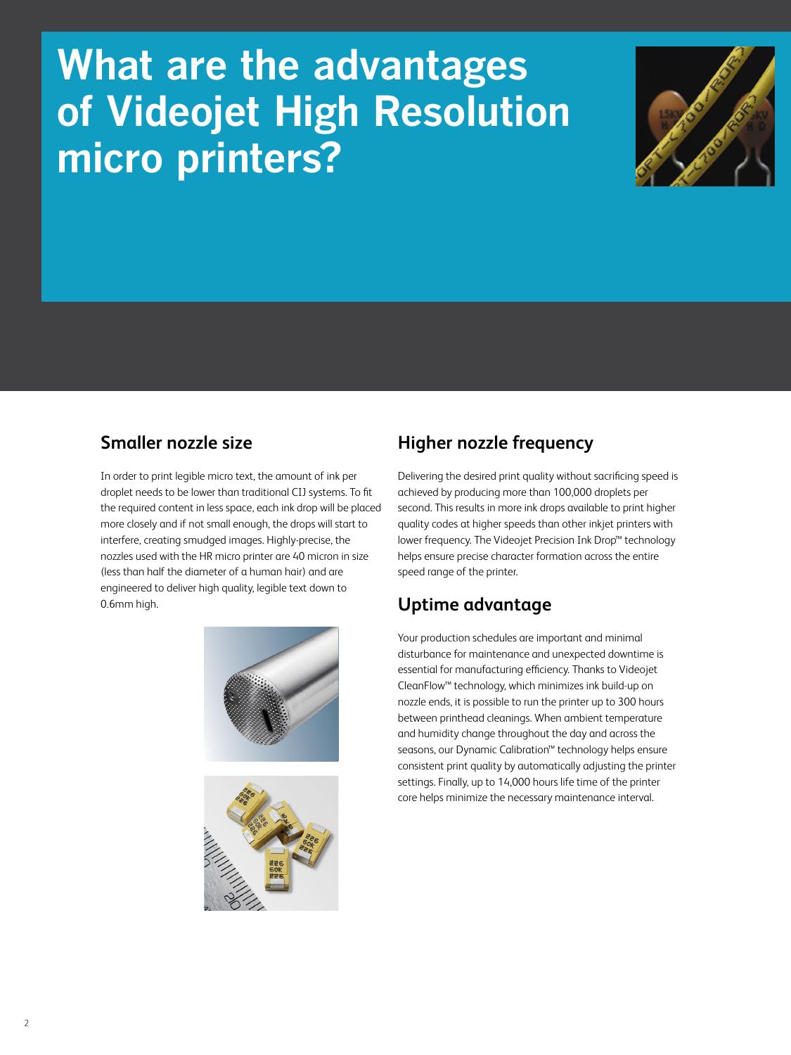# What are the advantages of Videojet High Resolution micro printers?

## Smaller nozzle size

In order to print legible micro text, the amount of ink per droplet needs to be lower than traditional CIJ systems. To fit the required content in less space, each ink drop will be placed more closely and if not small enough, the drops will start to interfere, creating smudged images. Highly-precise, the nozzles used with the HR micro printer are 40 micron in size (less than half the diameter of a human hair) and are engineered to deliver high quality, legible text down to 0.6mm high.

## Higher nozzle frequency

Delivering the desired print quality without sacrificing speed is achieved by producing more than 100,000 droplets per second. This results in more ink drops available to print higher quality codes at higher speeds than other inkjet printers with lower frequency. The Videojet Precision Ink Drop™ technology helps ensure precise character formation across the entire speed range of the printer.

## Uptime advantage

Your production schedules are important and minimal disturbance for maintenance and unexpected downtime is essential for manufacturing efficiency. Thanks to Videojet CleanFlow™ technology, which minimizes ink build-up on nozzle ends, it is possible to run the printer up to 300 hours between printhead cleanings. When ambient temperature and humidity change throughout the day and across the seasons, our Dynamic Calibration™ technology helps ensure consistent print quality by automatically adjusting the printer settings. Finally, up to 14,000 hours life time of the printer core helps minimize the necessary maintenance interval.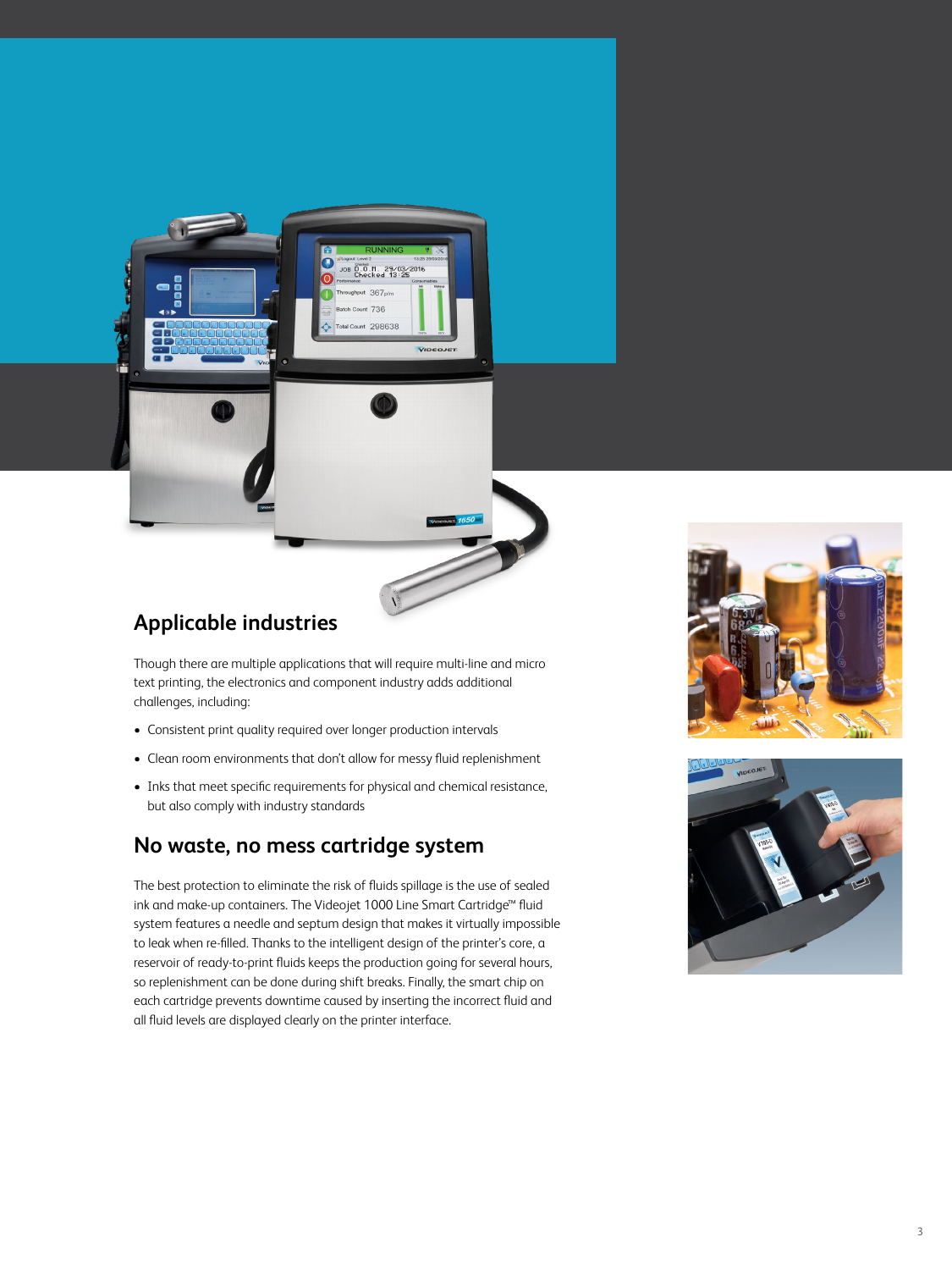## Applicable industries

Though there are multiple applications that will require multi-line and micro text printing, the electronics and component industry adds additional challenges, including:

- Consistent print quality required over longer production intervals
- Clean room environments that don't allow for messy fluid replenishment
- Inks that meet specific requirements for physical and chemical resistance, but also comply with industry standards

## No waste, no mess cartridge system

The best protection to eliminate the risk of fluids spillage is the use of sealed ink and make-up containers. The Videojet 1000 Line Smart Cartridge™ fluid system features a needle and septum design that makes it virtually impossible to leak when re-filled. Thanks to the intelligent design of the printer's core, a reservoir of ready-to-print fluids keeps the production going for several hours, so replenishment can be done during shift breaks. Finally, the smart chip on each cartridge prevents downtime caused by inserting the incorrect fluid and all fluid levels are displayed clearly on the printer interface.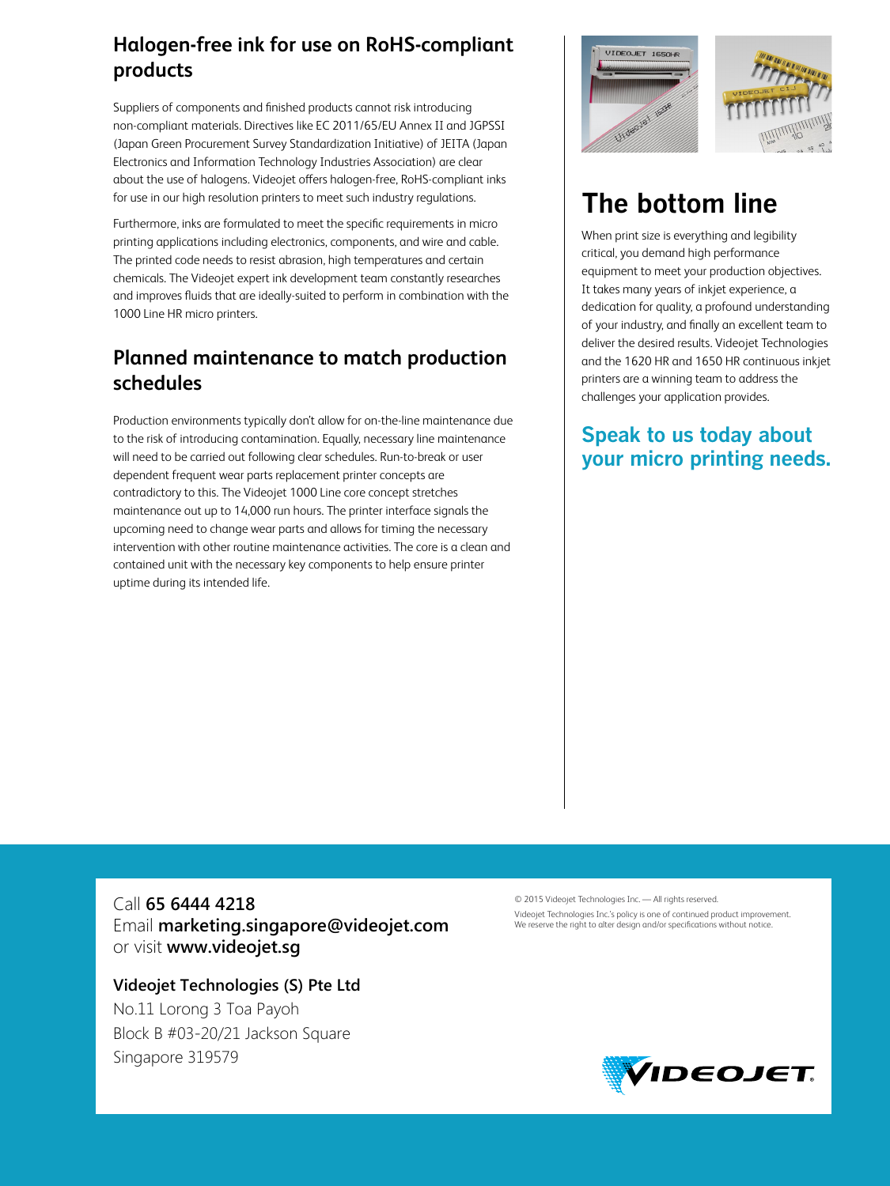## Halogen-free ink for use on RoHS-compliant products

Suppliers of components and finished products cannot risk introducing non-compliant materials. Directives like EC 2011/65/EU Annex II and JGPSSI (Japan Green Procurement Survey Standardization Initiative) of JEITA (Japan Electronics and Information Technology Industries Association) are clear about the use of halogens. Videojet offers halogen-free, RoHS-compliant inks for use in our high resolution printers to meet such industry regulations.

Furthermore, inks are formulated to meet the specific requirements in micro printing applications including electronics, components, and wire and cable. The printed code needs to resist abrasion, high temperatures and certain chemicals. The Videojet expert ink development team constantly researches and improves fluids that are ideally-suited to perform in combination with the 1000 Line HR micro printers.

## Planned maintenance to match production schedules

Production environments typically don't allow for on-the-line maintenance due to the risk of introducing contamination. Equally, necessary line maintenance will need to be carried out following clear schedules. Run-to-break or user dependent frequent wear parts replacement printer concepts are contradictory to this. The Videojet 1000 Line core concept stretches maintenance out up to 14,000 run hours. The printer interface signals the upcoming need to change wear parts and allows for timing the necessary intervention with other routine maintenance activities. The core is a clean and contained unit with the necessary key components to help ensure printer uptime during its intended life.

# The bottom line

When print size is everything and legibility critical, you demand high performance equipment to meet your production objectives. It takes many years of inkjet experience, a dedication for quality, a profound understanding of your industry, and finally an excellent team to deliver the desired results. Videojet Technologies and the 1620 HR and 1650 HR continuous inkjet printers are a winning team to address the challenges your application provides.

**Speak to us today about your micro printing needs.**

Call **65 6444 4218**
Email **marketing.singapore@videojet.com**
or visit **www.videojet.sg**

**Videojet Technologies (S) Pte Ltd**
No.11 Lorong 3 Toa Payoh
Block B #03-20/21 Jackson Square
Singapore 319579

© 2015 Videojet Technologies Inc. — All rights reserved.

Videojet Technologies Inc.'s policy is one of continued product improvement. We reserve the right to alter design and/or specifications without notice.